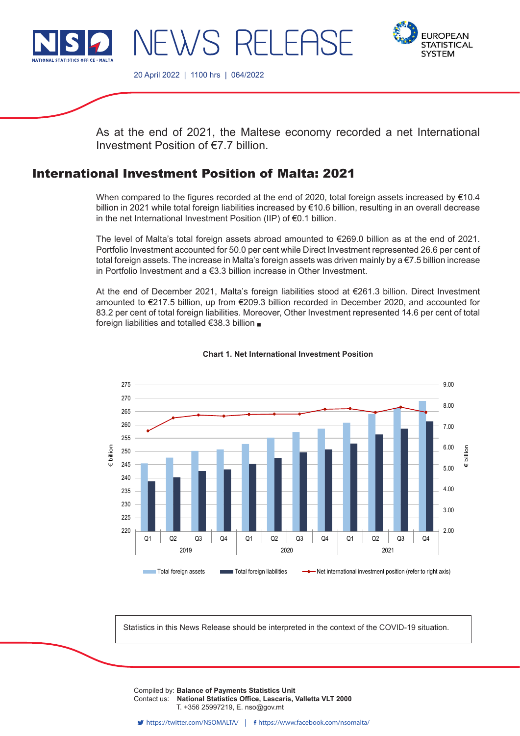# NEWS RELEASE

20 April 2022 | 1100 hrs | 064/2022

As at the end of 2021, the Maltese economy recorded a net International Investment Position of €7.7 billion.

## International Investment Position of Malta: 2021

When compared to the figures recorded at the end of 2020, total foreign assets increased by €10.4 billion in 2021 while total foreign liabilities increased by €10.6 billion, resulting in an overall decrease in the net International Investment Position (IIP) of €0.1 billion.

The level of Malta's total foreign assets abroad amounted to €269.0 billion as at the end of 2021. Portfolio Investment accounted for 50.0 per cent while Direct Investment represented 26.6 per cent of total foreign assets. The increase in Malta's foreign assets was driven mainly by a €7.5 billion increase in Portfolio Investment and a €3.3 billion increase in Other Investment.

At the end of December 2021, Malta's foreign liabilities stood at €261.3 billion. Direct Investment amounted to €217.5 billion, up from €209.3 billion recorded in December 2020, and accounted for 83.2 per cent of total foreign liabilities. Moreover, Other Investment represented 14.6 per cent of total foreign liabilities and totalled €38.3 billion ■

**Chart 1. Net International Investment Position**

Legend: Total foreign assets; Total foreign liabilities; Net international investment position (refer to right axis)

Left axis: € billion (220–275); Right axis: € billion (2.00–9.00); Quarters Q1–Q4 for 2019, 2020, 2021

Statistics in this News Release should be interpreted in the context of the COVID-19 situation.

Compiled by: **Balance of Payments Statistics Unit**
Contact us: **National Statistics Office, Lascaris, Valletta VLT 2000**
T. +356 25997219, E. nso@gov.mt

https://twitter.com/NSOMALTA/ | https://www.facebook.com/nsomalta/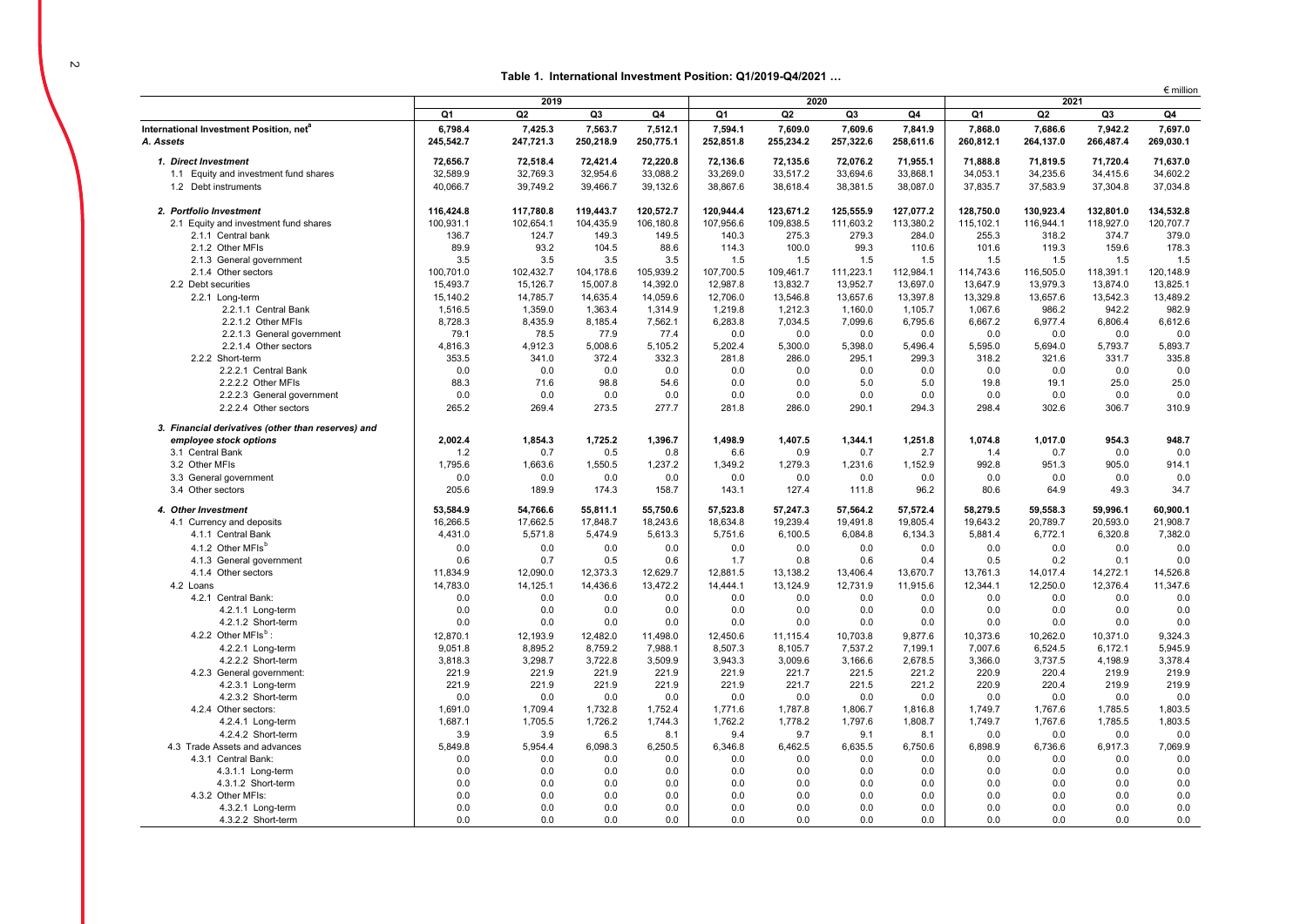# Table 1. International Investment Position: Q1/2019-Q4/2021 …

€ million

| | 2019 | | | | 2020 | | | | 2021 | | | |
|---|---|---|---|---|---|---|---|---|---|---|---|---|
| | Q1 | Q2 | Q3 | Q4 | Q1 | Q2 | Q3 | Q4 | Q1 | Q2 | Q3 | Q4 |
| **International Investment Position, net[a]** | **6,798.4** | **7,425.3** | **7,563.7** | **7,512.1** | **7,594.1** | **7,609.0** | **7,609.6** | **7,841.9** | **7,868.0** | **7,686.6** | **7,942.2** | **7,697.0** |
| ***A. Assets*** | **245,542.7** | **247,721.3** | **250,218.9** | **250,775.1** | **252,851.8** | **255,234.2** | **257,322.6** | **258,611.6** | **260,812.1** | **264,137.0** | **266,487.4** | **269,030.1** |
| ***1. Direct Investment*** | **72,656.7** | **72,518.4** | **72,421.4** | **72,220.8** | **72,136.6** | **72,135.6** | **72,076.2** | **71,955.1** | **71,888.8** | **71,819.5** | **71,720.4** | **71,637.0** |
| 1.1 Equity and investment fund shares | 32,589.9 | 32,769.3 | 32,954.6 | 33,088.2 | 33,269.0 | 33,517.2 | 33,694.6 | 33,868.1 | 34,053.1 | 34,235.6 | 34,415.6 | 34,602.2 |
| 1.2 Debt instruments | 40,066.7 | 39,749.2 | 39,466.7 | 39,132.6 | 38,867.6 | 38,618.4 | 38,381.5 | 38,087.0 | 37,835.7 | 37,583.9 | 37,304.8 | 37,034.8 |
| ***2. Portfolio Investment*** | **116,424.8** | **117,780.8** | **119,443.7** | **120,572.7** | **120,944.4** | **123,671.2** | **125,555.9** | **127,077.2** | **128,750.0** | **130,923.4** | **132,801.0** | **134,532.8** |
| 2.1 Equity and investment fund shares | 100,931.1 | 102,654.1 | 104,435.9 | 106,180.8 | 107,956.6 | 109,838.5 | 111,603.2 | 113,380.2 | 115,102.1 | 116,944.1 | 118,927.0 | 120,707.7 |
| 2.1.1 Central bank | 136.7 | 124.7 | 149.3 | 149.5 | 140.3 | 275.3 | 279.3 | 284.0 | 255.3 | 318.2 | 374.7 | 379.0 |
| 2.1.2 Other MFIs | 89.9 | 93.2 | 104.5 | 88.6 | 114.3 | 100.0 | 99.3 | 110.6 | 101.6 | 119.3 | 159.6 | 178.3 |
| 2.1.3 General government | 3.5 | 3.5 | 3.5 | 3.5 | 1.5 | 1.5 | 1.5 | 1.5 | 1.5 | 1.5 | 1.5 | 1.5 |
| 2.1.4 Other sectors | 100,701.0 | 102,432.7 | 104,178.6 | 105,939.2 | 107,700.5 | 109,461.7 | 111,223.1 | 112,984.1 | 114,743.6 | 116,505.0 | 118,391.1 | 120,148.9 |
| 2.2 Debt securities | 15,493.7 | 15,126.7 | 15,007.8 | 14,392.0 | 12,987.8 | 13,832.7 | 13,952.7 | 13,697.0 | 13,647.9 | 13,979.3 | 13,874.0 | 13,825.1 |
| 2.2.1 Long-term | 15,140.2 | 14,785.7 | 14,635.4 | 14,059.6 | 12,706.0 | 13,546.8 | 13,657.6 | 13,397.8 | 13,329.8 | 13,657.6 | 13,542.3 | 13,489.2 |
| 2.2.1.1 Central Bank | 1,516.5 | 1,359.0 | 1,363.4 | 1,314.9 | 1,219.8 | 1,212.3 | 1,160.0 | 1,105.7 | 1,067.6 | 986.2 | 942.2 | 982.9 |
| 2.2.1.2 Other MFIs | 8,728.3 | 8,435.9 | 8,185.4 | 7,562.1 | 6,283.8 | 7,034.5 | 7,099.6 | 6,795.6 | 6,667.2 | 6,977.4 | 6,806.4 | 6,612.6 |
| 2.2.1.3 General government | 79.1 | 78.5 | 77.9 | 77.4 | 0.0 | 0.0 | 0.0 | 0.0 | 0.0 | 0.0 | 0.0 | 0.0 |
| 2.2.1.4 Other sectors | 4,816.3 | 4,912.3 | 5,008.6 | 5,105.2 | 5,202.4 | 5,300.0 | 5,398.0 | 5,496.4 | 5,595.0 | 5,694.0 | 5,793.7 | 5,893.7 |
| 2.2.2 Short-term | 353.5 | 341.0 | 372.4 | 332.3 | 281.8 | 286.0 | 295.1 | 299.3 | 318.2 | 321.6 | 331.7 | 335.8 |
| 2.2.2.1 Central Bank | 0.0 | 0.0 | 0.0 | 0.0 | 0.0 | 0.0 | 0.0 | 0.0 | 0.0 | 0.0 | 0.0 | 0.0 |
| 2.2.2.2 Other MFIs | 88.3 | 71.6 | 98.8 | 54.6 | 0.0 | 0.0 | 5.0 | 5.0 | 19.8 | 19.1 | 25.0 | 25.0 |
| 2.2.2.3 General government | 0.0 | 0.0 | 0.0 | 0.0 | 0.0 | 0.0 | 0.0 | 0.0 | 0.0 | 0.0 | 0.0 | 0.0 |
| 2.2.2.4 Other sectors | 265.2 | 269.4 | 273.5 | 277.7 | 281.8 | 286.0 | 290.1 | 294.3 | 298.4 | 302.6 | 306.7 | 310.9 |
| ***3. Financial derivatives (other than reserves) and employee stock options*** | **2,002.4** | **1,854.3** | **1,725.2** | **1,396.7** | **1,498.9** | **1,407.5** | **1,344.1** | **1,251.8** | **1,074.8** | **1,017.0** | **954.3** | **948.7** |
| 3.1 Central Bank | 1.2 | 0.7 | 0.5 | 0.8 | 6.6 | 0.9 | 0.7 | 2.7 | 1.4 | 0.7 | 0.0 | 0.0 |
| 3.2 Other MFIs | 1,795.6 | 1,663.6 | 1,550.5 | 1,237.2 | 1,349.2 | 1,279.3 | 1,231.6 | 1,152.9 | 992.8 | 951.3 | 905.0 | 914.1 |
| 3.3 General government | 0.0 | 0.0 | 0.0 | 0.0 | 0.0 | 0.0 | 0.0 | 0.0 | 0.0 | 0.0 | 0.0 | 0.0 |
| 3.4 Other sectors | 205.6 | 189.9 | 174.3 | 158.7 | 143.1 | 127.4 | 111.8 | 96.2 | 80.6 | 64.9 | 49.3 | 34.7 |
| ***4. Other Investment*** | **53,584.9** | **54,766.6** | **55,811.1** | **55,750.6** | **57,523.8** | **57,247.3** | **57,564.2** | **57,572.4** | **58,279.5** | **59,558.3** | **59,996.1** | **60,900.1** |
| 4.1 Currency and deposits | 16,266.5 | 17,662.5 | 17,848.7 | 18,243.6 | 18,634.8 | 19,239.4 | 19,491.8 | 19,805.4 | 19,643.2 | 20,789.7 | 20,593.0 | 21,908.7 |
| 4.1.1 Central Bank | 4,431.0 | 5,571.8 | 5,474.9 | 5,613.3 | 5,751.6 | 6,100.5 | 6,084.8 | 6,134.3 | 5,881.4 | 6,772.1 | 6,320.8 | 7,382.0 |
| 4.1.2 Other MFIs[b] | 0.0 | 0.0 | 0.0 | 0.0 | 0.0 | 0.0 | 0.0 | 0.0 | 0.0 | 0.0 | 0.0 | 0.0 |
| 4.1.3 General government | 0.6 | 0.7 | 0.5 | 0.6 | 1.7 | 0.8 | 0.6 | 0.4 | 0.5 | 0.2 | 0.1 | 0.0 |
| 4.1.4 Other sectors | 11,834.9 | 12,090.0 | 12,373.3 | 12,629.7 | 12,881.5 | 13,138.2 | 13,406.4 | 13,670.7 | 13,761.3 | 14,017.4 | 14,272.1 | 14,526.8 |
| 4.2 Loans | 14,783.0 | 14,125.1 | 14,436.6 | 13,472.2 | 14,444.1 | 13,124.9 | 12,731.9 | 11,915.6 | 12,344.1 | 12,250.0 | 12,376.4 | 11,347.6 |
| 4.2.1 Central Bank: | 0.0 | 0.0 | 0.0 | 0.0 | 0.0 | 0.0 | 0.0 | 0.0 | 0.0 | 0.0 | 0.0 | 0.0 |
| 4.2.1.1 Long-term | 0.0 | 0.0 | 0.0 | 0.0 | 0.0 | 0.0 | 0.0 | 0.0 | 0.0 | 0.0 | 0.0 | 0.0 |
| 4.2.1.2 Short-term | 0.0 | 0.0 | 0.0 | 0.0 | 0.0 | 0.0 | 0.0 | 0.0 | 0.0 | 0.0 | 0.0 | 0.0 |
| 4.2.2 Other MFIs[b]: | 12,870.1 | 12,193.9 | 12,482.0 | 11,498.0 | 12,450.6 | 11,115.4 | 10,703.8 | 9,877.6 | 10,373.6 | 10,262.0 | 10,371.0 | 9,324.3 |
| 4.2.2.1 Long-term | 9,051.8 | 8,895.2 | 8,759.2 | 7,988.1 | 8,507.3 | 8,105.7 | 7,537.2 | 7,199.1 | 7,007.6 | 6,524.5 | 6,172.1 | 5,945.9 |
| 4.2.2.2 Short-term | 3,818.3 | 3,298.7 | 3,722.8 | 3,509.9 | 3,943.3 | 3,009.6 | 3,166.6 | 2,678.5 | 3,366.0 | 3,737.5 | 4,198.9 | 3,378.4 |
| 4.2.3 General government: | 221.9 | 221.9 | 221.9 | 221.9 | 221.9 | 221.7 | 221.5 | 221.2 | 220.9 | 220.4 | 219.9 | 219.9 |
| 4.2.3.1 Long-term | 221.9 | 221.9 | 221.9 | 221.9 | 221.9 | 221.7 | 221.5 | 221.2 | 220.9 | 220.4 | 219.9 | 219.9 |
| 4.2.3.2 Short-term | 0.0 | 0.0 | 0.0 | 0.0 | 0.0 | 0.0 | 0.0 | 0.0 | 0.0 | 0.0 | 0.0 | 0.0 |
| 4.2.4 Other sectors: | 1,691.0 | 1,709.4 | 1,732.8 | 1,752.4 | 1,771.6 | 1,787.8 | 1,806.7 | 1,816.8 | 1,749.7 | 1,767.6 | 1,785.5 | 1,803.5 |
| 4.2.4.1 Long-term | 1,687.1 | 1,705.5 | 1,726.2 | 1,744.3 | 1,762.2 | 1,778.2 | 1,797.6 | 1,808.7 | 1,749.7 | 1,767.6 | 1,785.5 | 1,803.5 |
| 4.2.4.2 Short-term | 3.9 | 3.9 | 6.5 | 8.1 | 9.4 | 9.7 | 9.1 | 8.1 | 0.0 | 0.0 | 0.0 | 0.0 |
| 4.3 Trade Assets and advances | 5,849.8 | 5,954.4 | 6,098.3 | 6,250.5 | 6,346.8 | 6,462.5 | 6,635.5 | 6,750.6 | 6,898.9 | 6,736.6 | 6,917.3 | 7,069.9 |
| 4.3.1 Central Bank: | 0.0 | 0.0 | 0.0 | 0.0 | 0.0 | 0.0 | 0.0 | 0.0 | 0.0 | 0.0 | 0.0 | 0.0 |
| 4.3.1.1 Long-term | 0.0 | 0.0 | 0.0 | 0.0 | 0.0 | 0.0 | 0.0 | 0.0 | 0.0 | 0.0 | 0.0 | 0.0 |
| 4.3.1.2 Short-term | 0.0 | 0.0 | 0.0 | 0.0 | 0.0 | 0.0 | 0.0 | 0.0 | 0.0 | 0.0 | 0.0 | 0.0 |
| 4.3.2 Other MFIs: | 0.0 | 0.0 | 0.0 | 0.0 | 0.0 | 0.0 | 0.0 | 0.0 | 0.0 | 0.0 | 0.0 | 0.0 |
| 4.3.2.1 Long-term | 0.0 | 0.0 | 0.0 | 0.0 | 0.0 | 0.0 | 0.0 | 0.0 | 0.0 | 0.0 | 0.0 | 0.0 |
| 4.3.2.2 Short-term | 0.0 | 0.0 | 0.0 | 0.0 | 0.0 | 0.0 | 0.0 | 0.0 | 0.0 | 0.0 | 0.0 | 0.0 |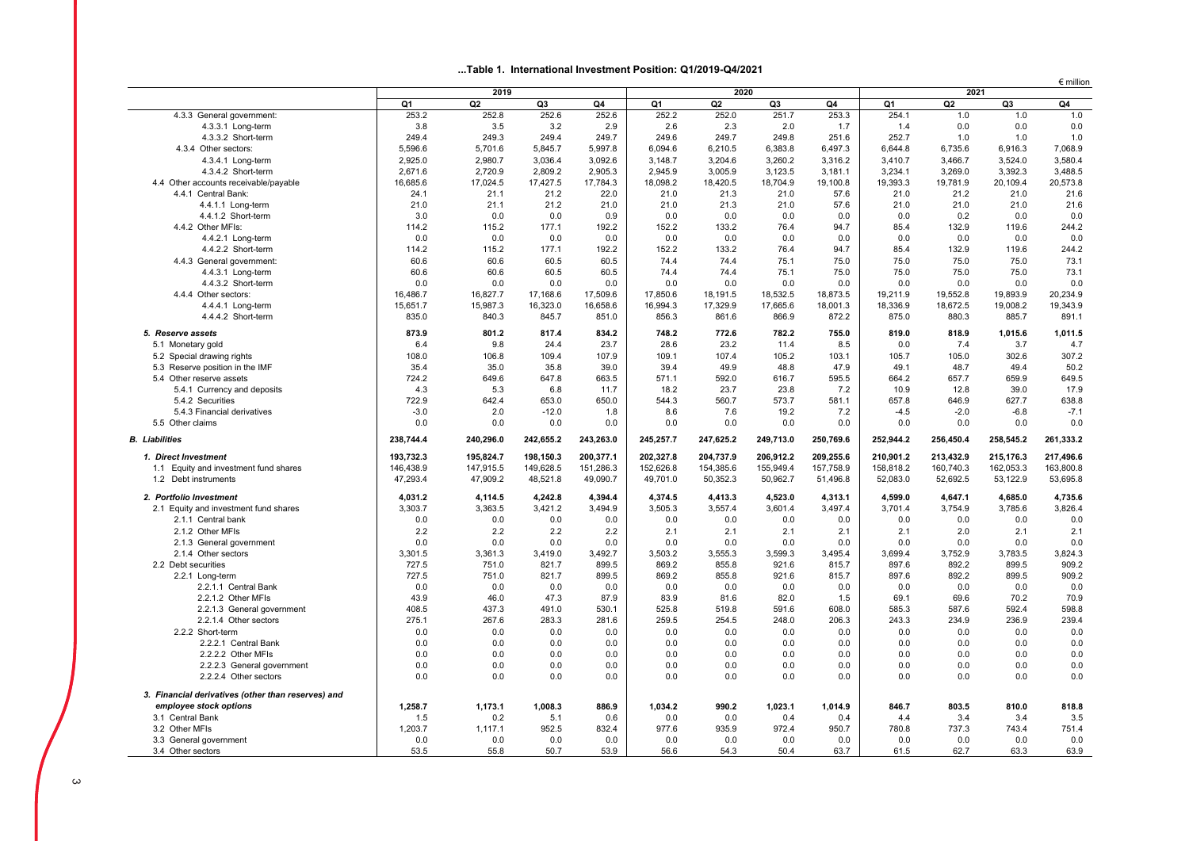**...Table 1. International Investment Position: Q1/2019-Q4/2021**

€ million

| | 2019 | | | | 2020 | | | | 2021 | | | |
|---|---|---|---|---|---|---|---|---|---|---|---|---|
| | Q1 | Q2 | Q3 | Q4 | Q1 | Q2 | Q3 | Q4 | Q1 | Q2 | Q3 | Q4 |
| 4.3.3 General government: | 253.2 | 252.8 | 252.6 | 252.6 | 252.2 | 252.0 | 251.7 | 253.3 | 254.1 | 1.0 | 1.0 | 1.0 |
| 4.3.3.1 Long-term | 3.8 | 3.5 | 3.2 | 2.9 | 2.6 | 2.3 | 2.0 | 1.7 | 1.4 | 0.0 | 0.0 | 0.0 |
| 4.3.3.2 Short-term | 249.4 | 249.3 | 249.4 | 249.7 | 249.6 | 249.7 | 249.8 | 251.6 | 252.7 | 1.0 | 1.0 | 1.0 |
| 4.3.4 Other sectors: | 5,596.6 | 5,701.6 | 5,845.7 | 5,997.8 | 6,094.6 | 6,210.5 | 6,383.8 | 6,497.3 | 6,644.8 | 6,735.6 | 6,916.3 | 7,068.9 |
| 4.3.4.1 Long-term | 2,925.0 | 2,980.7 | 3,036.4 | 3,092.6 | 3,148.7 | 3,204.6 | 3,260.2 | 3,316.2 | 3,410.7 | 3,466.7 | 3,524.0 | 3,580.4 |
| 4.3.4.2 Short-term | 2,671.6 | 2,720.9 | 2,809.2 | 2,905.3 | 2,945.9 | 3,005.9 | 3,123.5 | 3,181.1 | 3,234.1 | 3,269.0 | 3,392.3 | 3,488.5 |
| 4.4 Other accounts receivable/payable | 16,685.6 | 17,024.5 | 17,427.5 | 17,784.3 | 18,098.2 | 18,420.5 | 18,704.9 | 19,100.8 | 19,393.3 | 19,781.9 | 20,109.4 | 20,573.8 |
| 4.4.1 Central Bank: | 24.1 | 21.1 | 21.2 | 22.0 | 21.0 | 21.3 | 21.0 | 57.6 | 21.0 | 21.2 | 21.0 | 21.6 |
| 4.4.1.1 Long-term | 21.0 | 21.1 | 21.2 | 21.0 | 21.0 | 21.3 | 21.0 | 57.6 | 21.0 | 21.0 | 21.0 | 21.6 |
| 4.4.1.2 Short-term | 3.0 | 0.0 | 0.0 | 0.9 | 0.0 | 0.0 | 0.0 | 0.0 | 0.0 | 0.2 | 0.0 | 0.0 |
| 4.4.2 Other MFIs: | 114.2 | 115.2 | 177.1 | 192.2 | 152.2 | 133.2 | 76.4 | 94.7 | 85.4 | 132.9 | 119.6 | 244.2 |
| 4.4.2.1 Long-term | 0.0 | 0.0 | 0.0 | 0.0 | 0.0 | 0.0 | 0.0 | 0.0 | 0.0 | 0.0 | 0.0 | 0.0 |
| 4.4.2.2 Short-term | 114.2 | 115.2 | 177.1 | 192.2 | 152.2 | 133.2 | 76.4 | 94.7 | 85.4 | 132.9 | 119.6 | 244.2 |
| 4.4.3 General government: | 60.6 | 60.6 | 60.5 | 60.5 | 74.4 | 74.4 | 75.1 | 75.0 | 75.0 | 75.0 | 75.0 | 73.1 |
| 4.4.3.1 Long-term | 60.6 | 60.6 | 60.5 | 60.5 | 74.4 | 74.4 | 75.1 | 75.0 | 75.0 | 75.0 | 75.0 | 73.1 |
| 4.4.3.2 Short-term | 0.0 | 0.0 | 0.0 | 0.0 | 0.0 | 0.0 | 0.0 | 0.0 | 0.0 | 0.0 | 0.0 | 0.0 |
| 4.4.4 Other sectors: | 16,486.7 | 16,827.7 | 17,168.6 | 17,509.6 | 17,850.6 | 18,191.5 | 18,532.5 | 18,873.5 | 19,211.9 | 19,552.8 | 19,893.9 | 20,234.9 |
| 4.4.4.1 Long-term | 15,651.7 | 15,987.3 | 16,323.0 | 16,658.6 | 16,994.3 | 17,329.9 | 17,665.6 | 18,001.3 | 18,336.9 | 18,672.5 | 19,008.2 | 19,343.9 |
| 4.4.4.2 Short-term | 835.0 | 840.3 | 845.7 | 851.0 | 856.3 | 861.6 | 866.9 | 872.2 | 875.0 | 880.3 | 885.7 | 891.1 |
| ***5. Reserve assets*** | **873.9** | **801.2** | **817.4** | **834.2** | **748.2** | **772.6** | **782.2** | **755.0** | **819.0** | **818.9** | **1,015.6** | **1,011.5** |
| 5.1 Monetary gold | 6.4 | 9.8 | 24.4 | 23.7 | 28.6 | 23.2 | 11.4 | 8.5 | 0.0 | 7.4 | 3.7 | 4.7 |
| 5.2 Special drawing rights | 108.0 | 106.8 | 109.4 | 107.9 | 109.1 | 107.4 | 105.2 | 103.1 | 105.7 | 105.0 | 302.6 | 307.2 |
| 5.3 Reserve position in the IMF | 35.4 | 35.0 | 35.8 | 39.0 | 39.4 | 49.9 | 48.8 | 47.9 | 49.1 | 48.7 | 49.4 | 50.2 |
| 5.4 Other reserve assets | 724.2 | 649.6 | 647.8 | 663.5 | 571.1 | 592.0 | 616.7 | 595.5 | 664.2 | 657.7 | 659.9 | 649.5 |
| 5.4.1 Currency and deposits | 4.3 | 5.3 | 6.8 | 11.7 | 18.2 | 23.7 | 23.8 | 7.2 | 10.9 | 12.8 | 39.0 | 17.9 |
| 5.4.2 Securities | 722.9 | 642.4 | 653.0 | 650.0 | 544.3 | 560.7 | 573.7 | 581.1 | 657.8 | 646.9 | 627.7 | 638.8 |
| 5.4.3 Financial derivatives | -3.0 | 2.0 | -12.0 | 1.8 | 8.6 | 7.6 | 19.2 | 7.2 | -4.5 | -2.0 | -6.8 | -7.1 |
| 5.5 Other claims | 0.0 | 0.0 | 0.0 | 0.0 | 0.0 | 0.0 | 0.0 | 0.0 | 0.0 | 0.0 | 0.0 | 0.0 |
| ***B. Liabilities*** | **238,744.4** | **240,296.0** | **242,655.2** | **243,263.0** | **245,257.7** | **247,625.2** | **249,713.0** | **250,769.6** | **252,944.2** | **256,450.4** | **258,545.2** | **261,333.2** |
| ***1. Direct Investment*** | **193,732.3** | **195,824.7** | **198,150.3** | **200,377.1** | **202,327.8** | **204,737.9** | **206,912.2** | **209,255.6** | **210,901.2** | **213,432.9** | **215,176.3** | **217,496.6** |
| 1.1 Equity and investment fund shares | 146,438.9 | 147,915.5 | 149,628.5 | 151,286.3 | 152,626.8 | 154,385.6 | 155,949.4 | 157,758.9 | 158,818.2 | 160,740.3 | 162,053.3 | 163,800.8 |
| 1.2 Debt instruments | 47,293.4 | 47,909.2 | 48,521.8 | 49,090.7 | 49,701.0 | 50,352.3 | 50,962.7 | 51,496.8 | 52,083.0 | 52,692.5 | 53,122.9 | 53,695.8 |
| ***2. Portfolio Investment*** | **4,031.2** | **4,114.5** | **4,242.8** | **4,394.4** | **4,374.5** | **4,413.3** | **4,523.0** | **4,313.1** | **4,599.0** | **4,647.1** | **4,685.0** | **4,735.6** |
| 2.1 Equity and investment fund shares | 3,303.7 | 3,363.5 | 3,421.2 | 3,494.9 | 3,505.3 | 3,557.4 | 3,601.4 | 3,497.4 | 3,701.4 | 3,754.9 | 3,785.6 | 3,826.4 |
| 2.1.1 Central bank | 0.0 | 0.0 | 0.0 | 0.0 | 0.0 | 0.0 | 0.0 | 0.0 | 0.0 | 0.0 | 0.0 | 0.0 |
| 2.1.2 Other MFIs | 2.2 | 2.2 | 2.2 | 2.2 | 2.1 | 2.1 | 2.1 | 2.1 | 2.1 | 2.0 | 2.1 | 2.1 |
| 2.1.3 General government | 0.0 | 0.0 | 0.0 | 0.0 | 0.0 | 0.0 | 0.0 | 0.0 | 0.0 | 0.0 | 0.0 | 0.0 |
| 2.1.4 Other sectors | 3,301.5 | 3,361.3 | 3,419.0 | 3,492.7 | 3,503.2 | 3,555.3 | 3,599.3 | 3,495.4 | 3,699.4 | 3,752.9 | 3,783.5 | 3,824.3 |
| 2.2 Debt securities | 727.5 | 751.0 | 821.7 | 899.5 | 869.2 | 855.8 | 921.6 | 815.7 | 897.6 | 892.2 | 899.5 | 909.2 |
| 2.2.1 Long-term | 727.5 | 751.0 | 821.7 | 899.5 | 869.2 | 855.8 | 921.6 | 815.7 | 897.6 | 892.2 | 899.5 | 909.2 |
| 2.2.1.1 Central Bank | 0.0 | 0.0 | 0.0 | 0.0 | 0.0 | 0.0 | 0.0 | 0.0 | 0.0 | 0.0 | 0.0 | 0.0 |
| 2.2.1.2 Other MFIs | 43.9 | 46.0 | 47.3 | 87.9 | 83.9 | 81.6 | 82.0 | 1.5 | 69.1 | 69.6 | 70.2 | 70.9 |
| 2.2.1.3 General government | 408.5 | 437.3 | 491.0 | 530.1 | 525.8 | 519.8 | 591.6 | 608.0 | 585.3 | 587.6 | 592.4 | 598.8 |
| 2.2.1.4 Other sectors | 275.1 | 267.6 | 283.3 | 281.6 | 259.5 | 254.5 | 248.0 | 206.3 | 243.3 | 234.9 | 236.9 | 239.4 |
| 2.2.2 Short-term | 0.0 | 0.0 | 0.0 | 0.0 | 0.0 | 0.0 | 0.0 | 0.0 | 0.0 | 0.0 | 0.0 | 0.0 |
| 2.2.2.1 Central Bank | 0.0 | 0.0 | 0.0 | 0.0 | 0.0 | 0.0 | 0.0 | 0.0 | 0.0 | 0.0 | 0.0 | 0.0 |
| 2.2.2.2 Other MFIs | 0.0 | 0.0 | 0.0 | 0.0 | 0.0 | 0.0 | 0.0 | 0.0 | 0.0 | 0.0 | 0.0 | 0.0 |
| 2.2.2.3 General government | 0.0 | 0.0 | 0.0 | 0.0 | 0.0 | 0.0 | 0.0 | 0.0 | 0.0 | 0.0 | 0.0 | 0.0 |
| 2.2.2.4 Other sectors | 0.0 | 0.0 | 0.0 | 0.0 | 0.0 | 0.0 | 0.0 | 0.0 | 0.0 | 0.0 | 0.0 | 0.0 |
| ***3. Financial derivatives (other than reserves) and employee stock options*** | **1,258.7** | **1,173.1** | **1,008.3** | **886.9** | **1,034.2** | **990.2** | **1,023.1** | **1,014.9** | **846.7** | **803.5** | **810.0** | **818.8** |
| 3.1 Central Bank | 1.5 | 0.2 | 5.1 | 0.6 | 0.0 | 0.0 | 0.4 | 0.4 | 4.4 | 3.4 | 3.4 | 3.5 |
| 3.2 Other MFIs | 1,203.7 | 1,117.1 | 952.5 | 832.4 | 977.6 | 935.9 | 972.4 | 950.7 | 780.8 | 737.3 | 743.4 | 751.4 |
| 3.3 General government | 0.0 | 0.0 | 0.0 | 0.0 | 0.0 | 0.0 | 0.0 | 0.0 | 0.0 | 0.0 | 0.0 | 0.0 |
| 3.4 Other sectors | 53.5 | 55.8 | 50.7 | 53.9 | 56.6 | 54.3 | 50.4 | 63.7 | 61.5 | 62.7 | 63.3 | 63.9 |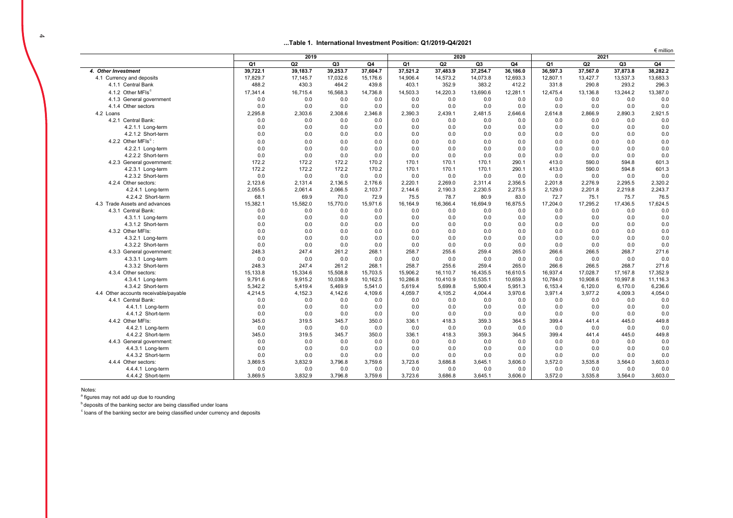**...Table 1. International Investment Position: Q1/2019-Q4/2021**

€ million

| | 2019 | | | | 2020 | | | | 2021 | | | |
|---|---|---|---|---|---|---|---|---|---|---|---|---|
| | Q1 | Q2 | Q3 | Q4 | Q1 | Q2 | Q3 | Q4 | Q1 | Q2 | Q3 | Q4 |
| ***4. Other Investment*** | **39,722.1** | **39,183.7** | **39,253.7** | **37,604.7** | **37,521.2** | **37,483.9** | **37,254.7** | **36,186.0** | **36,597.3** | **37,567.0** | **37,873.8** | **38,282.2** |
| 4.1 Currency and deposits | 17,829.7 | 17,145.7 | 17,032.6 | 15,176.6 | 14,906.4 | 14,573.2 | 14,073.8 | 12,693.3 | 12,807.1 | 13,427.7 | 13,537.3 | 13,683.3 |
| 4.1.1 Central Bank | 488.2 | 430.3 | 464.2 | 439.8 | 403.1 | 352.9 | 383.2 | 412.2 | 331.8 | 290.8 | 293.2 | 296.3 |
| 4.1.2 Other MFIs[c] | 17,341.4 | 16,715.4 | 16,568.3 | 14,736.8 | 14,503.3 | 14,220.3 | 13,690.6 | 12,281.1 | 12,475.4 | 13,136.8 | 13,244.2 | 13,387.0 |
| 4.1.3 General government | 0.0 | 0.0 | 0.0 | 0.0 | 0.0 | 0.0 | 0.0 | 0.0 | 0.0 | 0.0 | 0.0 | 0.0 |
| 4.1.4 Other sectors | 0.0 | 0.0 | 0.0 | 0.0 | 0.0 | 0.0 | 0.0 | 0.0 | 0.0 | 0.0 | 0.0 | 0.0 |
| 4.2 Loans | 2,295.8 | 2,303.6 | 2,308.6 | 2,346.8 | 2,390.3 | 2,439.1 | 2,481.5 | 2,646.6 | 2,614.8 | 2,866.9 | 2,890.3 | 2,921.5 |
| 4.2.1 Central Bank: | 0.0 | 0.0 | 0.0 | 0.0 | 0.0 | 0.0 | 0.0 | 0.0 | 0.0 | 0.0 | 0.0 | 0.0 |
| 4.2.1.1 Long-term | 0.0 | 0.0 | 0.0 | 0.0 | 0.0 | 0.0 | 0.0 | 0.0 | 0.0 | 0.0 | 0.0 | 0.0 |
| 4.2.1.2 Short-term | 0.0 | 0.0 | 0.0 | 0.0 | 0.0 | 0.0 | 0.0 | 0.0 | 0.0 | 0.0 | 0.0 | 0.0 |
| 4.2.2 Other MFIs[c]: | 0.0 | 0.0 | 0.0 | 0.0 | 0.0 | 0.0 | 0.0 | 0.0 | 0.0 | 0.0 | 0.0 | 0.0 |
| 4.2.2.1 Long-term | 0.0 | 0.0 | 0.0 | 0.0 | 0.0 | 0.0 | 0.0 | 0.0 | 0.0 | 0.0 | 0.0 | 0.0 |
| 4.2.2.2 Short-term | 0.0 | 0.0 | 0.0 | 0.0 | 0.0 | 0.0 | 0.0 | 0.0 | 0.0 | 0.0 | 0.0 | 0.0 |
| 4.2.3 General government: | 172.2 | 172.2 | 172.2 | 170.2 | 170.1 | 170.1 | 170.1 | 290.1 | 413.0 | 590.0 | 594.8 | 601.3 |
| 4.2.3.1 Long-term | 172.2 | 172.2 | 172.2 | 170.2 | 170.1 | 170.1 | 170.1 | 290.1 | 413.0 | 590.0 | 594.8 | 601.3 |
| 4.2.3.2 Short-term | 0.0 | 0.0 | 0.0 | 0.0 | 0.0 | 0.0 | 0.0 | 0.0 | 0.0 | 0.0 | 0.0 | 0.0 |
| 4.2.4 Other sectors: | 2,123.6 | 2,131.4 | 2,136.5 | 2,176.6 | 2,220.1 | 2,269.0 | 2,311.4 | 2,356.5 | 2,201.8 | 2,276.9 | 2,295.5 | 2,320.2 |
| 4.2.4.1 Long-term | 2,055.5 | 2,061.4 | 2,066.5 | 2,103.7 | 2,144.6 | 2,190.3 | 2,230.5 | 2,273.5 | 2,129.0 | 2,201.8 | 2,219.8 | 2,243.7 |
| 4.2.4.2 Short-term | 68.1 | 69.9 | 70.0 | 72.9 | 75.5 | 78.7 | 80.9 | 83.0 | 72.7 | 75.1 | 75.7 | 76.5 |
| 4.3 Trade Assets and advances | 15,382.1 | 15,582.0 | 15,770.0 | 15,971.6 | 16,164.9 | 16,366.4 | 16,694.9 | 16,875.5 | 17,204.0 | 17,295.2 | 17,436.5 | 17,624.5 |
| 4.3.1 Central Bank: | 0.0 | 0.0 | 0.0 | 0.0 | 0.0 | 0.0 | 0.0 | 0.0 | 0.0 | 0.0 | 0.0 | 0.0 |
| 4.3.1.1 Long-term | 0.0 | 0.0 | 0.0 | 0.0 | 0.0 | 0.0 | 0.0 | 0.0 | 0.0 | 0.0 | 0.0 | 0.0 |
| 4.3.1.2 Short-term | 0.0 | 0.0 | 0.0 | 0.0 | 0.0 | 0.0 | 0.0 | 0.0 | 0.0 | 0.0 | 0.0 | 0.0 |
| 4.3.2 Other MFIs: | 0.0 | 0.0 | 0.0 | 0.0 | 0.0 | 0.0 | 0.0 | 0.0 | 0.0 | 0.0 | 0.0 | 0.0 |
| 4.3.2.1 Long-term | 0.0 | 0.0 | 0.0 | 0.0 | 0.0 | 0.0 | 0.0 | 0.0 | 0.0 | 0.0 | 0.0 | 0.0 |
| 4.3.2.2 Short-term | 0.0 | 0.0 | 0.0 | 0.0 | 0.0 | 0.0 | 0.0 | 0.0 | 0.0 | 0.0 | 0.0 | 0.0 |
| 4.3.3 General government: | 248.3 | 247.4 | 261.2 | 268.1 | 258.7 | 255.6 | 259.4 | 265.0 | 266.6 | 266.5 | 268.7 | 271.6 |
| 4.3.3.1 Long-term | 0.0 | 0.0 | 0.0 | 0.0 | 0.0 | 0.0 | 0.0 | 0.0 | 0.0 | 0.0 | 0.0 | 0.0 |
| 4.3.3.2 Short-term | 248.3 | 247.4 | 261.2 | 268.1 | 258.7 | 255.6 | 259.4 | 265.0 | 266.6 | 266.5 | 268.7 | 271.6 |
| 4.3.4 Other sectors: | 15,133.8 | 15,334.6 | 15,508.8 | 15,703.5 | 15,906.2 | 16,110.7 | 16,435.5 | 16,610.5 | 16,937.4 | 17,028.7 | 17,167.8 | 17,352.9 |
| 4.3.4.1 Long-term | 9,791.6 | 9,915.2 | 10,038.9 | 10,162.5 | 10,286.8 | 10,410.9 | 10,535.1 | 10,659.3 | 10,784.0 | 10,908.6 | 10,997.8 | 11,116.3 |
| 4.3.4.2 Short-term | 5,342.2 | 5,419.4 | 5,469.9 | 5,541.0 | 5,619.4 | 5,699.8 | 5,900.4 | 5,951.3 | 6,153.4 | 6,120.0 | 6,170.0 | 6,236.6 |
| 4.4 Other accounts receivable/payable | 4,214.5 | 4,152.3 | 4,142.6 | 4,109.6 | 4,059.7 | 4,105.2 | 4,004.4 | 3,970.6 | 3,971.4 | 3,977.2 | 4,009.3 | 4,054.0 |
| 4.4.1 Central Bank: | 0.0 | 0.0 | 0.0 | 0.0 | 0.0 | 0.0 | 0.0 | 0.0 | 0.0 | 0.0 | 0.0 | 0.0 |
| 4.4.1.1 Long-term | 0.0 | 0.0 | 0.0 | 0.0 | 0.0 | 0.0 | 0.0 | 0.0 | 0.0 | 0.0 | 0.0 | 0.0 |
| 4.4.1.2 Short-term | 0.0 | 0.0 | 0.0 | 0.0 | 0.0 | 0.0 | 0.0 | 0.0 | 0.0 | 0.0 | 0.0 | 0.0 |
| 4.4.2 Other MFIs: | 345.0 | 319.5 | 345.7 | 350.0 | 336.1 | 418.3 | 359.3 | 364.5 | 399.4 | 441.4 | 445.0 | 449.8 |
| 4.4.2.1 Long-term | 0.0 | 0.0 | 0.0 | 0.0 | 0.0 | 0.0 | 0.0 | 0.0 | 0.0 | 0.0 | 0.0 | 0.0 |
| 4.4.2.2 Short-term | 345.0 | 319.5 | 345.7 | 350.0 | 336.1 | 418.3 | 359.3 | 364.5 | 399.4 | 441.4 | 445.0 | 449.8 |
| 4.4.3 General government: | 0.0 | 0.0 | 0.0 | 0.0 | 0.0 | 0.0 | 0.0 | 0.0 | 0.0 | 0.0 | 0.0 | 0.0 |
| 4.4.3.1 Long-term | 0.0 | 0.0 | 0.0 | 0.0 | 0.0 | 0.0 | 0.0 | 0.0 | 0.0 | 0.0 | 0.0 | 0.0 |
| 4.4.3.2 Short-term | 0.0 | 0.0 | 0.0 | 0.0 | 0.0 | 0.0 | 0.0 | 0.0 | 0.0 | 0.0 | 0.0 | 0.0 |
| 4.4.4 Other sectors: | 3,869.5 | 3,832.9 | 3,796.8 | 3,759.6 | 3,723.6 | 3,686.8 | 3,645.1 | 3,606.0 | 3,572.0 | 3,535.8 | 3,564.0 | 3,603.0 |
| 4.4.4.1 Long-term | 0.0 | 0.0 | 0.0 | 0.0 | 0.0 | 0.0 | 0.0 | 0.0 | 0.0 | 0.0 | 0.0 | 0.0 |
| 4.4.4.2 Short-term | 3,869.5 | 3,832.9 | 3,796.8 | 3,759.6 | 3,723.6 | 3,686.8 | 3,645.1 | 3,606.0 | 3,572.0 | 3,535.8 | 3,564.0 | 3,603.0 |

Notes:

[a] figures may not add up due to rounding

[b] deposits of the banking sector are being classified under loans

[c] loans of the banking sector are being classified under currency and deposits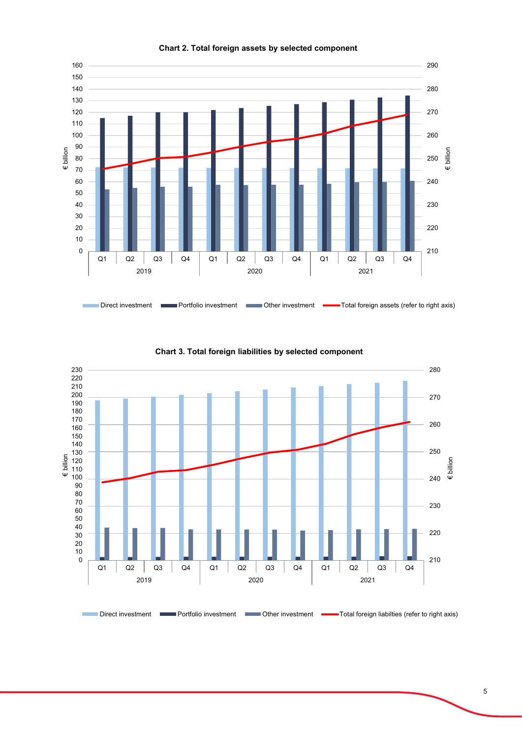**Chart 2. Total foreign assets by selected component**

Direct investment · Portfolio investment · Other investment · Total foreign assets (refer to right axis)

**Chart 3. Total foreign liabilities by selected component**

Direct investment · Portfolio investment · Other investment · Total foreign liabilties (refer to right axis)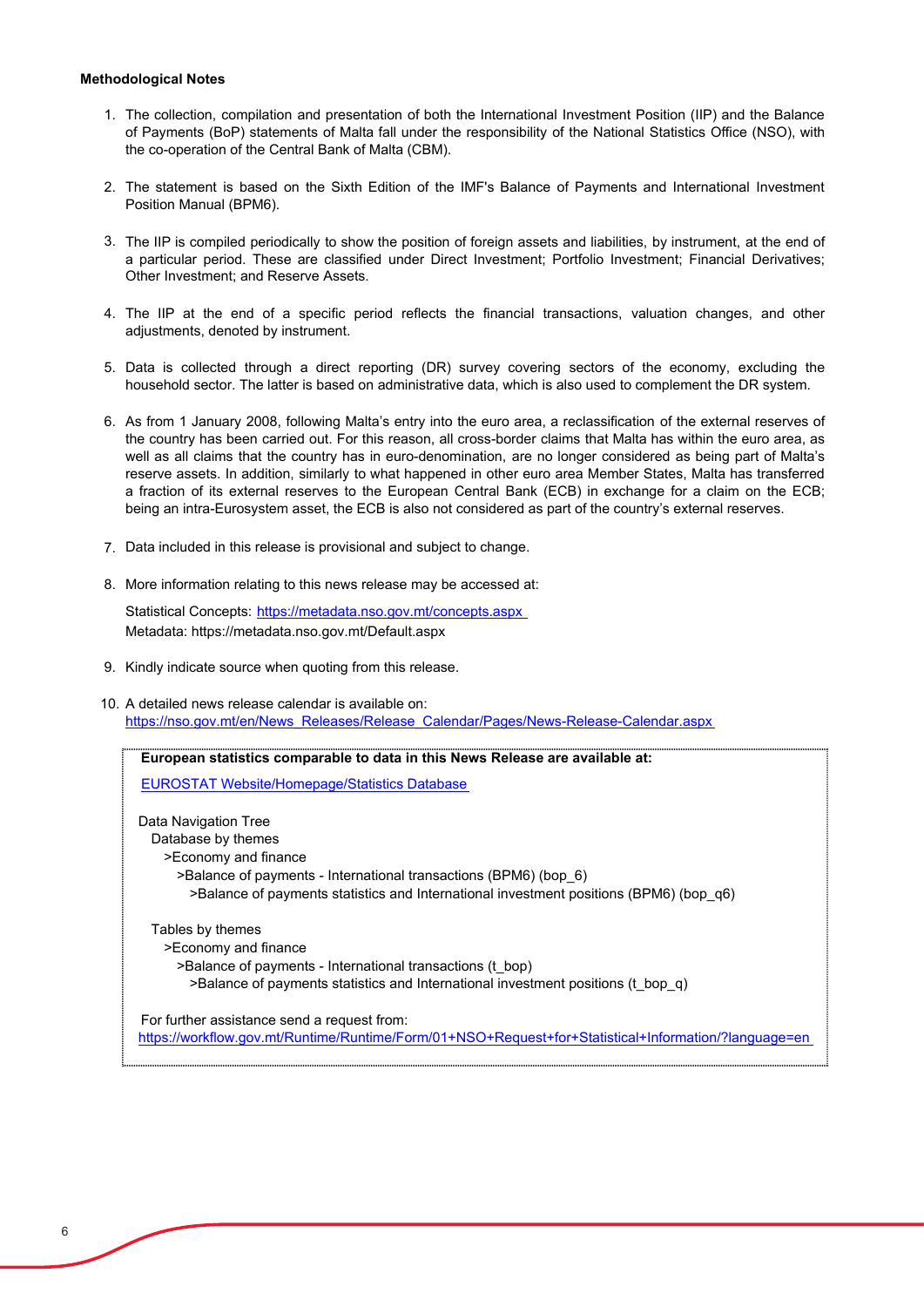**Methodological Notes**

1. The collection, compilation and presentation of both the International Investment Position (IIP) and the Balance of Payments (BoP) statements of Malta fall under the responsibility of the National Statistics Office (NSO), with the co-operation of the Central Bank of Malta (CBM).

2. The statement is based on the Sixth Edition of the IMF's Balance of Payments and International Investment Position Manual (BPM6).

3. The IIP is compiled periodically to show the position of foreign assets and liabilities, by instrument, at the end of a particular period. These are classified under Direct Investment; Portfolio Investment; Financial Derivatives; Other Investment; and Reserve Assets.

4. The IIP at the end of a specific period reflects the financial transactions, valuation changes, and other adjustments, denoted by instrument.

5. Data is collected through a direct reporting (DR) survey covering sectors of the economy, excluding the household sector. The latter is based on administrative data, which is also used to complement the DR system.

6. As from 1 January 2008, following Malta's entry into the euro area, a reclassification of the external reserves of the country has been carried out. For this reason, all cross-border claims that Malta has within the euro area, as well as all claims that the country has in euro-denomination, are no longer considered as being part of Malta's reserve assets. In addition, similarly to what happened in other euro area Member States, Malta has transferred a fraction of its external reserves to the European Central Bank (ECB) in exchange for a claim on the ECB; being an intra-Eurosystem asset, the ECB is also not considered as part of the country's external reserves.

7. Data included in this release is provisional and subject to change.

8. More information relating to this news release may be accessed at:

   Statistical Concepts: https://metadata.nso.gov.mt/concepts.aspx
   Metadata: https://metadata.nso.gov.mt/Default.aspx

9. Kindly indicate source when quoting from this release.

10. A detailed news release calendar is available on:
    https://nso.gov.mt/en/News_Releases/Release_Calendar/Pages/News-Release-Calendar.aspx

**European statistics comparable to data in this News Release are available at:**

EUROSTAT Website/Homepage/Statistics Database

Data Navigation Tree
- Database by themes
  - >Economy and finance
    - >Balance of payments - International transactions (BPM6) (bop_6)
      - >Balance of payments statistics and International investment positions (BPM6) (bop_q6)

- Tables by themes
  - >Economy and finance
    - >Balance of payments - International transactions (t_bop)
      - >Balance of payments statistics and International investment positions (t_bop_q)

For further assistance send a request from:
https://workflow.gov.mt/Runtime/Runtime/Form/01+NSO+Request+for+Statistical+Information/?language=en